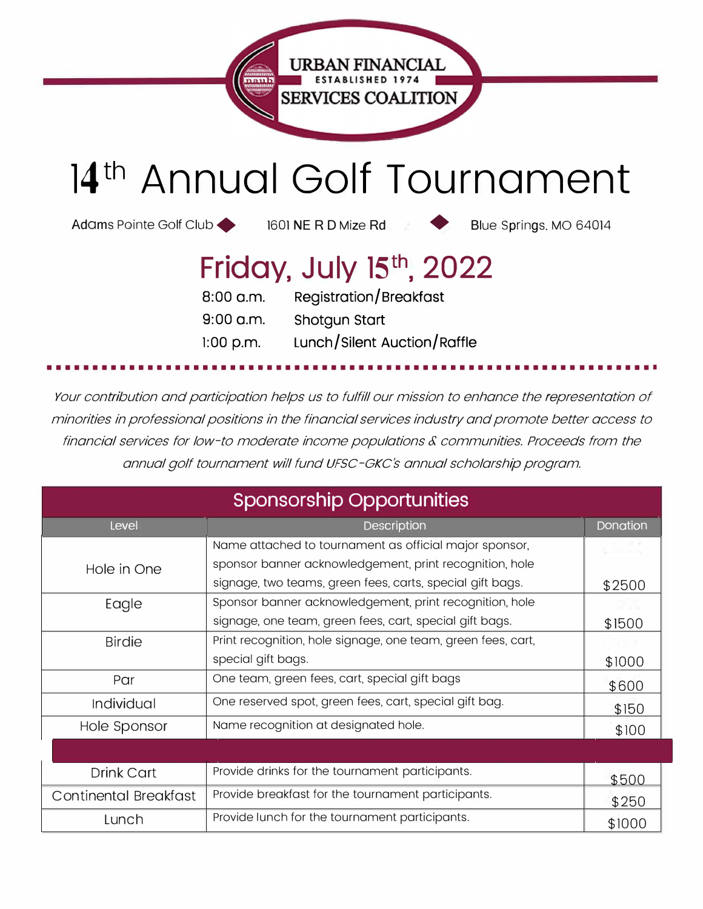URBAN FINANCIAL
ESTABLISHED 1974
SERVICES COALITION

# 14th Annual Golf Tournament

Adams Pointe Golf Club ◆ 1601 NE R D Mize Rd ◆ Blue Springs, MO 64014

## Friday, July 15th, 2022

| | |
|---|---|
| 8:00 a.m. | Registration/Breakfast |
| 9:00 a.m. | Shotgun Start |
| 1:00 p.m. | Lunch/Silent Auction/Raffle |

*Your contribution and participation helps us to fulfill our mission to enhance the representation of minorities in professional positions in the financial services industry and promote better access to financial services for low-to moderate income populations & communities. Proceeds from the annual golf tournament will fund UFSC-GKC's annual scholarship program.*

## Sponsorship Opportunities

| Level | Description | Donation |
|---|---|---|
| Hole in One | Name attached to tournament as official major sponsor, sponsor banner acknowledgement, print recognition, hole signage, two teams, green fees, carts, special gift bags. | $2500 |
| Eagle | Sponsor banner acknowledgement, print recognition, hole signage, one team, green fees, cart, special gift bags. | $1500 |
| Birdie | Print recognition, hole signage, one team, green fees, cart, special gift bags. | $1000 |
| Par | One team, green fees, cart, special gift bags | $600 |
| Individual | One reserved spot, green fees, cart, special gift bag. | $150 |
| Hole Sponsor | Name recognition at designated hole. | $100 |
| | | |
| Drink Cart | Provide drinks for the tournament participants. | $500 |
| Continental Breakfast | Provide breakfast for the tournament participants. | $250 |
| Lunch | Provide lunch for the tournament participants. | $1000 |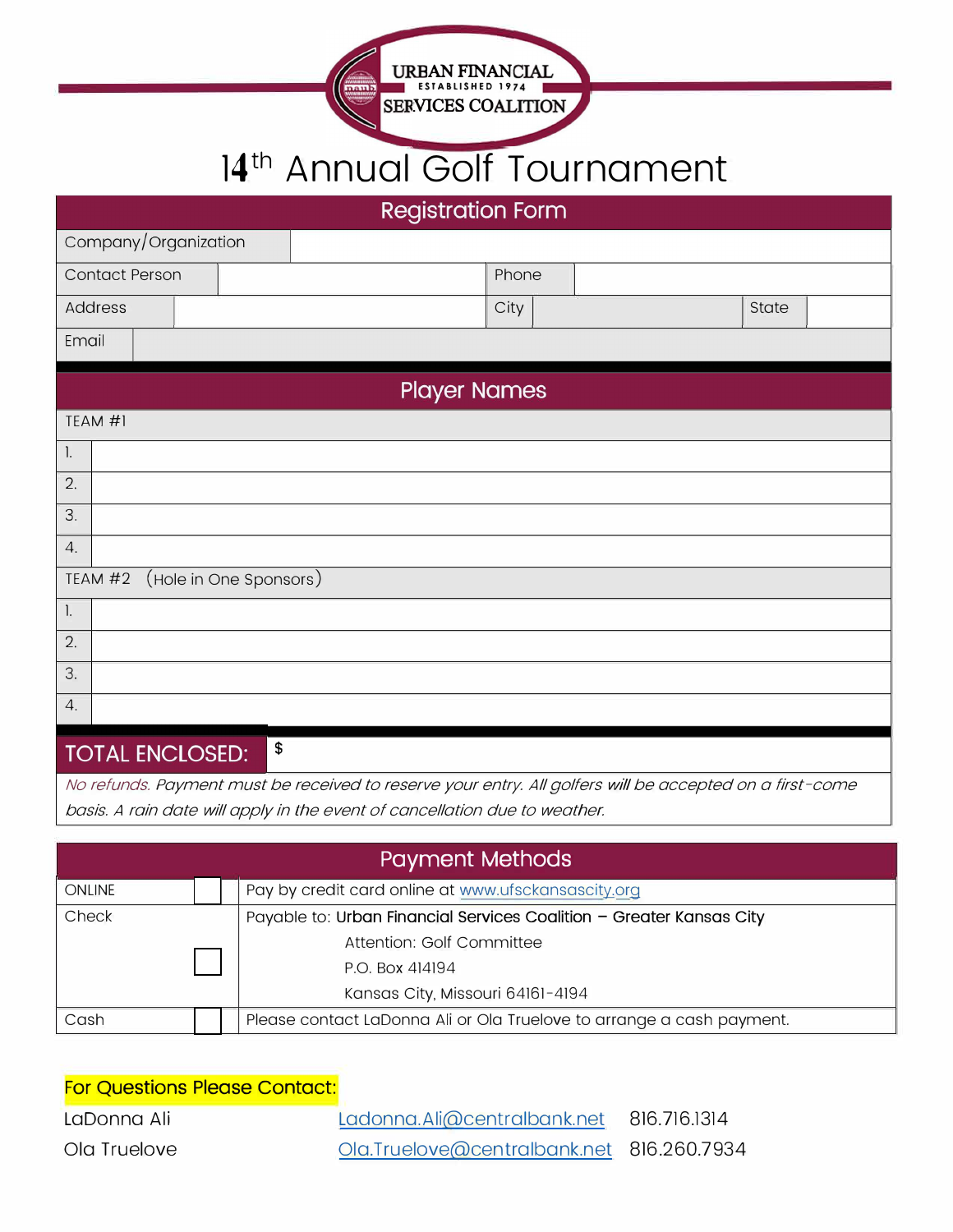URBAN FINANCIAL
ESTABLISHED 1974
SERVICES COALITION

# 14th Annual Golf Tournament

## Registration Form

| | | | |
|---|---|---|---|
| Company/Organization | | | |
| Contact Person | | Phone | |
| Address | | City | State |
| Email | | | |

## Player Names

| | |
|---|---|
| TEAM #1 | |
| 1. | |
| 2. | |
| 3. | |
| 4. | |
| TEAM #2 (Hole in One Sponsors) | |
| 1. | |
| 2. | |
| 3. | |
| 4. | |

**TOTAL ENCLOSED:** $

*No refunds. Payment must be received to reserve your entry. All golfers will be accepted on a first-come basis. A rain date will apply in the event of cancellation due to weather.*

## Payment Methods

| | | |
|---|---|---|
| ONLINE | ☐ | Pay by credit card online at www.ufsckansascity.org |
| Check | ☐ | Payable to: Urban Financial Services Coalition – Greater Kansas City<br>Attention: Golf Committee<br>P.O. Box 414194<br>Kansas City, Missouri 64161-4194 |
| Cash | ☐ | Please contact LaDonna Ali or Ola Truelove to arrange a cash payment. |

**For Questions Please Contact:**

LaDonna Ali — Ladonna.Ali@centralbank.net — 816.716.1314

Ola Truelove — Ola.Truelove@centralbank.net — 816.260.7934